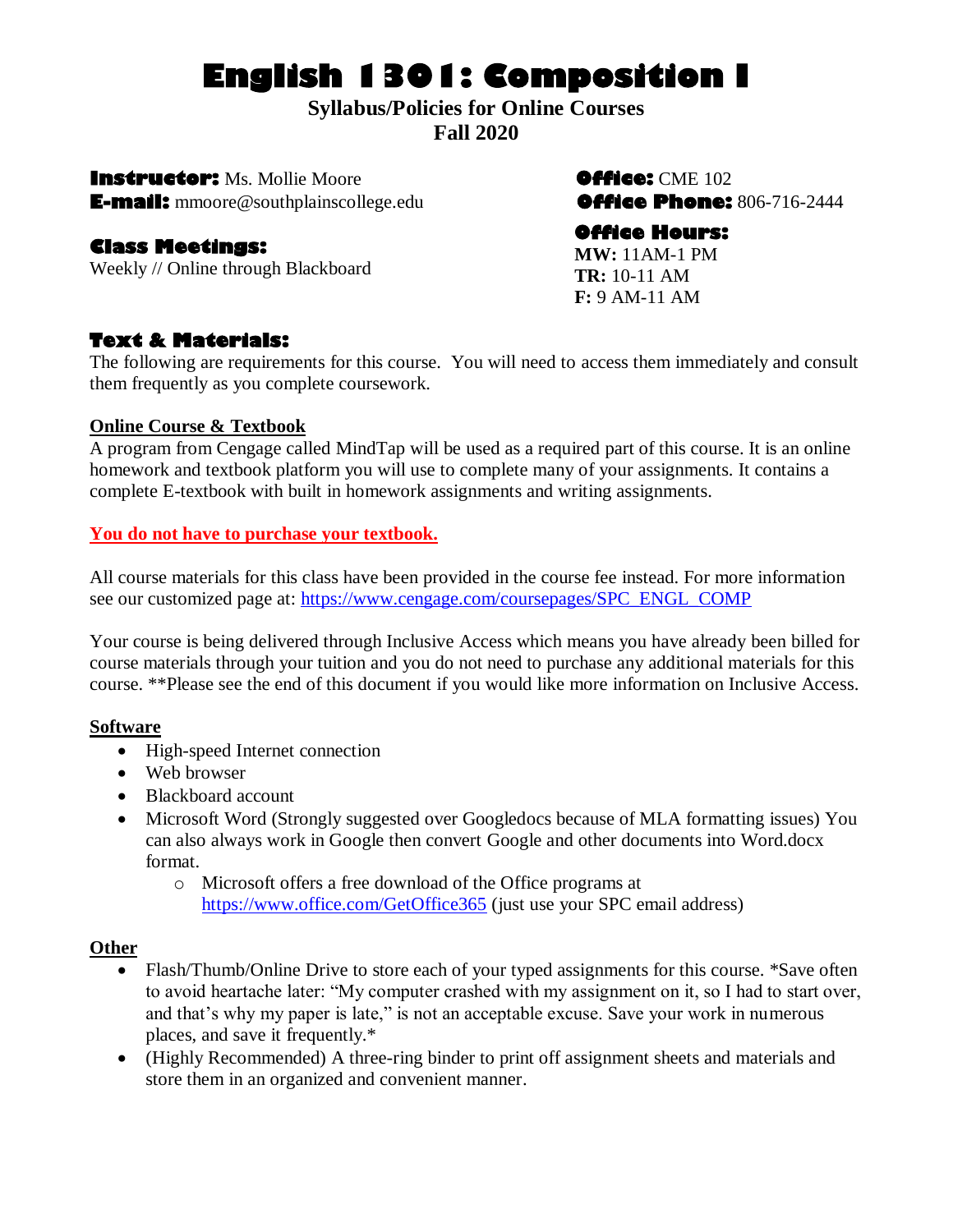# English 1301: Composition I

**Syllabus/Policies for Online Courses**
**Fall 2020**

**Instructor:** Ms. Mollie Moore
**E-mail:** mmoore@southplainscollege.edu

**Class Meetings:**
Weekly // Online through Blackboard

**Office:** CME 102
**Office Phone:** 806-716-2444

**Office Hours:**
**MW:** 11AM-1 PM
**TR:** 10-11 AM
**F:** 9 AM-11 AM

## Text & Materials:

The following are requirements for this course. You will need to access them immediately and consult them frequently as you complete coursework.

### Online Course & Textbook

A program from Cengage called MindTap will be used as a required part of this course. It is an online homework and textbook platform you will use to complete many of your assignments. It contains a complete E-textbook with built in homework assignments and writing assignments.

**You do not have to purchase your textbook.**

All course materials for this class have been provided in the course fee instead. For more information see our customized page at: https://www.cengage.com/coursepages/SPC_ENGL_COMP

Your course is being delivered through Inclusive Access which means you have already been billed for course materials through your tuition and you do not need to purchase any additional materials for this course. **Please see the end of this document if you would like more information on Inclusive Access.

### Software

- High-speed Internet connection
- Web browser
- Blackboard account
- Microsoft Word (Strongly suggested over Googledocs because of MLA formatting issues) You can also always work in Google then convert Google and other documents into Word.docx format.
  - Microsoft offers a free download of the Office programs at https://www.office.com/GetOffice365 (just use your SPC email address)

### Other

- Flash/Thumb/Online Drive to store each of your typed assignments for this course. *Save often to avoid heartache later: "My computer crashed with my assignment on it, so I had to start over, and that's why my paper is late," is not an acceptable excuse. Save your work in numerous places, and save it frequently.*
- (Highly Recommended) A three-ring binder to print off assignment sheets and materials and store them in an organized and convenient manner.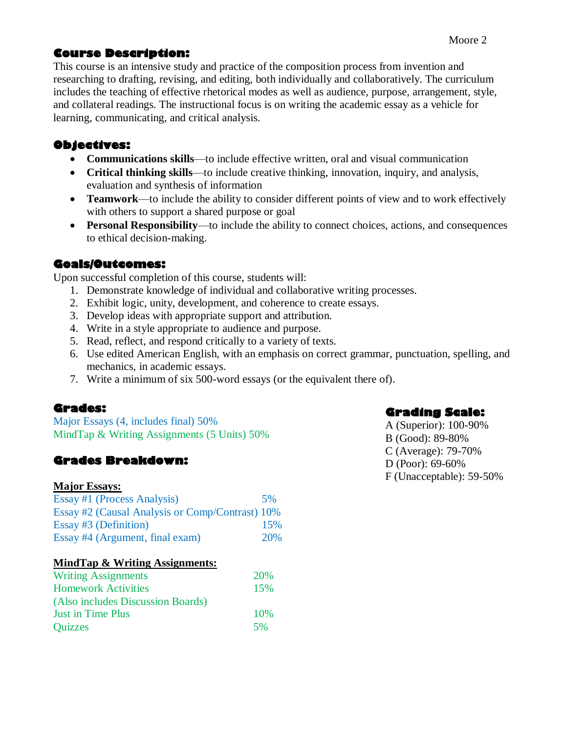## Course Description:

This course is an intensive study and practice of the composition process from invention and researching to drafting, revising, and editing, both individually and collaboratively. The curriculum includes the teaching of effective rhetorical modes as well as audience, purpose, arrangement, style, and collateral readings. The instructional focus is on writing the academic essay as a vehicle for learning, communicating, and critical analysis.

## Objectives:

- **Communications skills**—to include effective written, oral and visual communication
- **Critical thinking skills**—to include creative thinking, innovation, inquiry, and analysis, evaluation and synthesis of information
- **Teamwork**—to include the ability to consider different points of view and to work effectively with others to support a shared purpose or goal
- **Personal Responsibility**—to include the ability to connect choices, actions, and consequences to ethical decision-making.

## Goals/Outcomes:

Upon successful completion of this course, students will:

1. Demonstrate knowledge of individual and collaborative writing processes.
2. Exhibit logic, unity, development, and coherence to create essays.
3. Develop ideas with appropriate support and attribution.
4. Write in a style appropriate to audience and purpose.
5. Read, reflect, and respond critically to a variety of texts.
6. Use edited American English, with an emphasis on correct grammar, punctuation, spelling, and mechanics, in academic essays.
7. Write a minimum of six 500-word essays (or the equivalent there of).

## Grades:

Major Essays (4, includes final) 50%
MindTap & Writing Assignments (5 Units) 50%

## Grades Breakdown:

**Major Essays:**

| | |
|---|---|
| Essay #1 (Process Analysis) | 5% |
| Essay #2 (Causal Analysis or Comp/Contrast) | 10% |
| Essay #3 (Definition) | 15% |
| Essay #4 (Argument, final exam) | 20% |

**MindTap & Writing Assignments:**

| | |
|---|---|
| Writing Assignments | 20% |
| Homework Activities (Also includes Discussion Boards) | 15% |
| Just in Time Plus | 10% |
| Quizzes | 5% |

## Grading Scale:

A (Superior): 100-90%
B (Good): 89-80%
C (Average): 79-70%
D (Poor): 69-60%
F (Unacceptable): 59-50%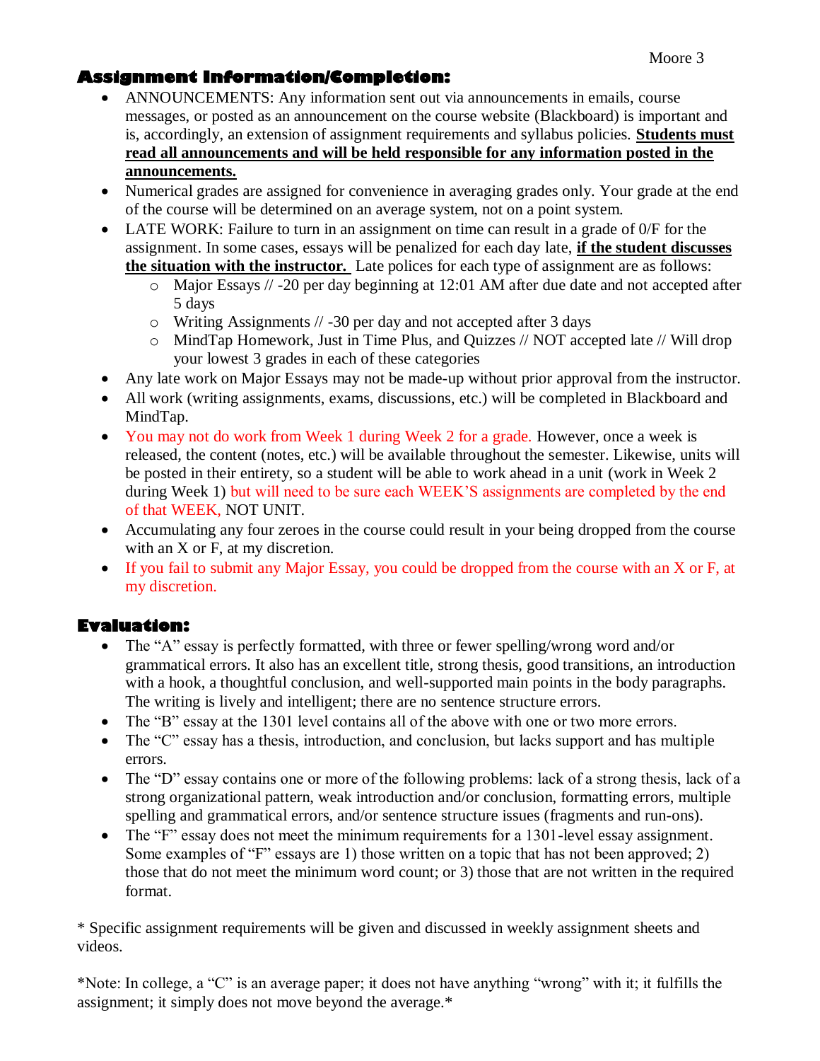## Assignment Information/Completion:

- ANNOUNCEMENTS: Any information sent out via announcements in emails, course messages, or posted as an announcement on the course website (Blackboard) is important and is, accordingly, an extension of assignment requirements and syllabus policies. **<u>Students must read all announcements and will be held responsible for any information posted in the announcements.</u>**
- Numerical grades are assigned for convenience in averaging grades only. Your grade at the end of the course will be determined on an average system, not on a point system.
- LATE WORK: Failure to turn in an assignment on time can result in a grade of 0/F for the assignment. In some cases, essays will be penalized for each day late, **<u>if the student discusses the situation with the instructor.</u>** Late polices for each type of assignment are as follows:
    - Major Essays // -20 per day beginning at 12:01 AM after due date and not accepted after 5 days
    - Writing Assignments // -30 per day and not accepted after 3 days
    - MindTap Homework, Just in Time Plus, and Quizzes // NOT accepted late // Will drop your lowest 3 grades in each of these categories
- Any late work on Major Essays may not be made-up without prior approval from the instructor.
- All work (writing assignments, exams, discussions, etc.) will be completed in Blackboard and MindTap.
- You may not do work from Week 1 during Week 2 for a grade. However, once a week is released, the content (notes, etc.) will be available throughout the semester. Likewise, units will be posted in their entirety, so a student will be able to work ahead in a unit (work in Week 2 during Week 1) but will need to be sure each WEEK'S assignments are completed by the end of that WEEK, NOT UNIT.
- Accumulating any four zeroes in the course could result in your being dropped from the course with an X or F, at my discretion.
- If you fail to submit any Major Essay, you could be dropped from the course with an X or F, at my discretion.

## Evaluation:

- The "A" essay is perfectly formatted, with three or fewer spelling/wrong word and/or grammatical errors. It also has an excellent title, strong thesis, good transitions, an introduction with a hook, a thoughtful conclusion, and well-supported main points in the body paragraphs. The writing is lively and intelligent; there are no sentence structure errors.
- The "B" essay at the 1301 level contains all of the above with one or two more errors.
- The "C" essay has a thesis, introduction, and conclusion, but lacks support and has multiple errors.
- The "D" essay contains one or more of the following problems: lack of a strong thesis, lack of a strong organizational pattern, weak introduction and/or conclusion, formatting errors, multiple spelling and grammatical errors, and/or sentence structure issues (fragments and run-ons).
- The "F" essay does not meet the minimum requirements for a 1301-level essay assignment. Some examples of "F" essays are 1) those written on a topic that has not been approved; 2) those that do not meet the minimum word count; or 3) those that are not written in the required format.

* Specific assignment requirements will be given and discussed in weekly assignment sheets and videos.

*Note: In college, a "C" is an average paper; it does not have anything "wrong" with it; it fulfills the assignment; it simply does not move beyond the average.*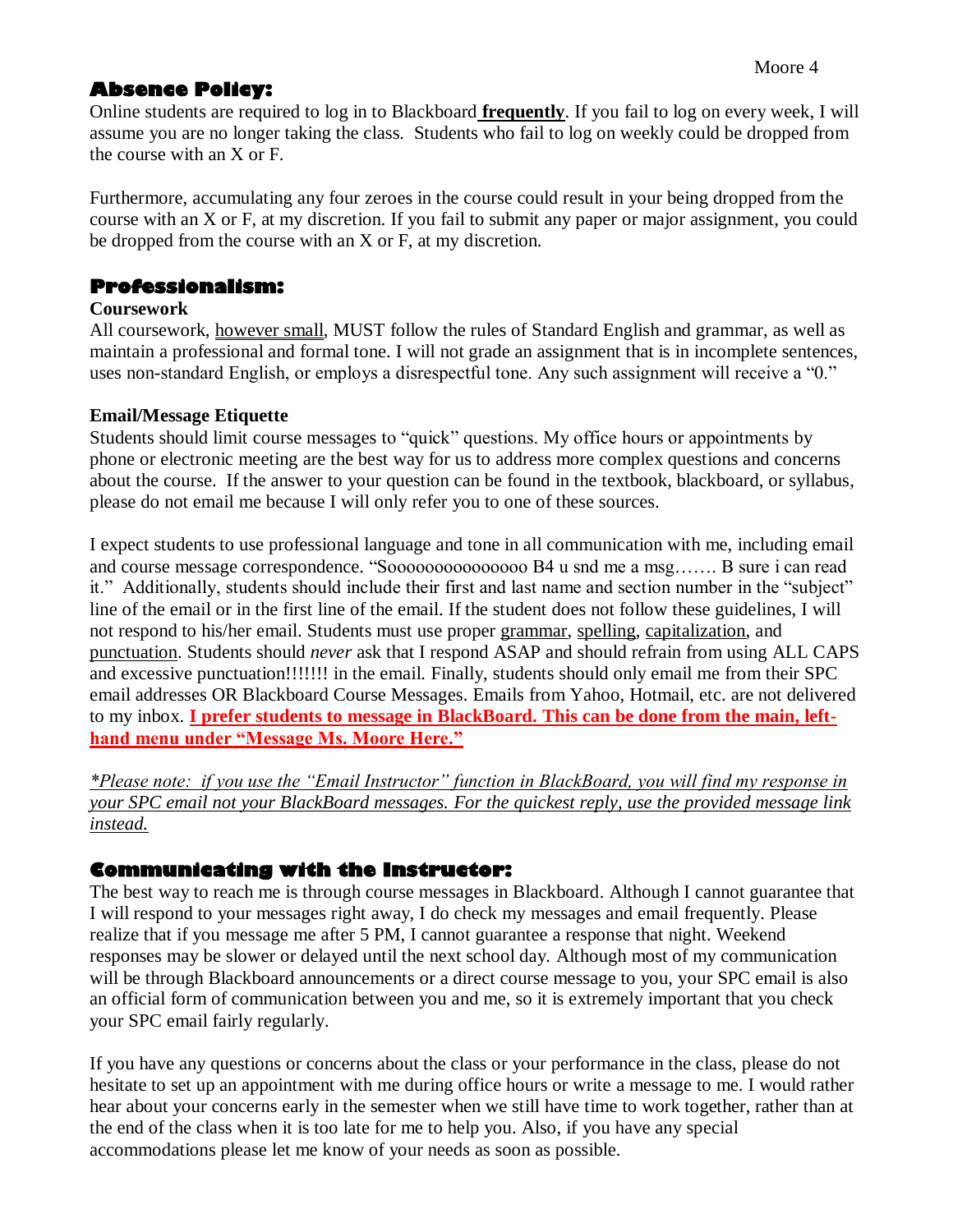## Absence Policy:

Online students are required to log in to Blackboard **frequently**. If you fail to log on every week, I will assume you are no longer taking the class. Students who fail to log on weekly could be dropped from the course with an X or F.

Furthermore, accumulating any four zeroes in the course could result in your being dropped from the course with an X or F, at my discretion. If you fail to submit any paper or major assignment, you could be dropped from the course with an X or F, at my discretion.

## Professionalism:

**Coursework**

All coursework, however small, MUST follow the rules of Standard English and grammar, as well as maintain a professional and formal tone. I will not grade an assignment that is in incomplete sentences, uses non-standard English, or employs a disrespectful tone. Any such assignment will receive a "0."

**Email/Message Etiquette**

Students should limit course messages to "quick" questions. My office hours or appointments by phone or electronic meeting are the best way for us to address more complex questions and concerns about the course. If the answer to your question can be found in the textbook, blackboard, or syllabus, please do not email me because I will only refer you to one of these sources.

I expect students to use professional language and tone in all communication with me, including email and course message correspondence. "Soooooooooooooooo B4 u snd me a msg……. B sure i can read it." Additionally, students should include their first and last name and section number in the "subject" line of the email or in the first line of the email. If the student does not follow these guidelines, I will not respond to his/her email. Students must use proper grammar, spelling, capitalization, and punctuation. Students should *never* ask that I respond ASAP and should refrain from using ALL CAPS and excessive punctuation!!!!!!! in the email. Finally, students should only email me from their SPC email addresses OR Blackboard Course Messages. Emails from Yahoo, Hotmail, etc. are not delivered to my inbox. **I prefer students to message in BlackBoard. This can be done from the main, left-hand menu under "Message Ms. Moore Here."**

*\*Please note: if you use the "Email Instructor" function in BlackBoard, you will find my response in your SPC email not your BlackBoard messages. For the quickest reply, use the provided message link instead.*

## Communicating with the Instructor:

The best way to reach me is through course messages in Blackboard. Although I cannot guarantee that I will respond to your messages right away, I do check my messages and email frequently. Please realize that if you message me after 5 PM, I cannot guarantee a response that night. Weekend responses may be slower or delayed until the next school day. Although most of my communication will be through Blackboard announcements or a direct course message to you, your SPC email is also an official form of communication between you and me, so it is extremely important that you check your SPC email fairly regularly.

If you have any questions or concerns about the class or your performance in the class, please do not hesitate to set up an appointment with me during office hours or write a message to me. I would rather hear about your concerns early in the semester when we still have time to work together, rather than at the end of the class when it is too late for me to help you. Also, if you have any special accommodations please let me know of your needs as soon as possible.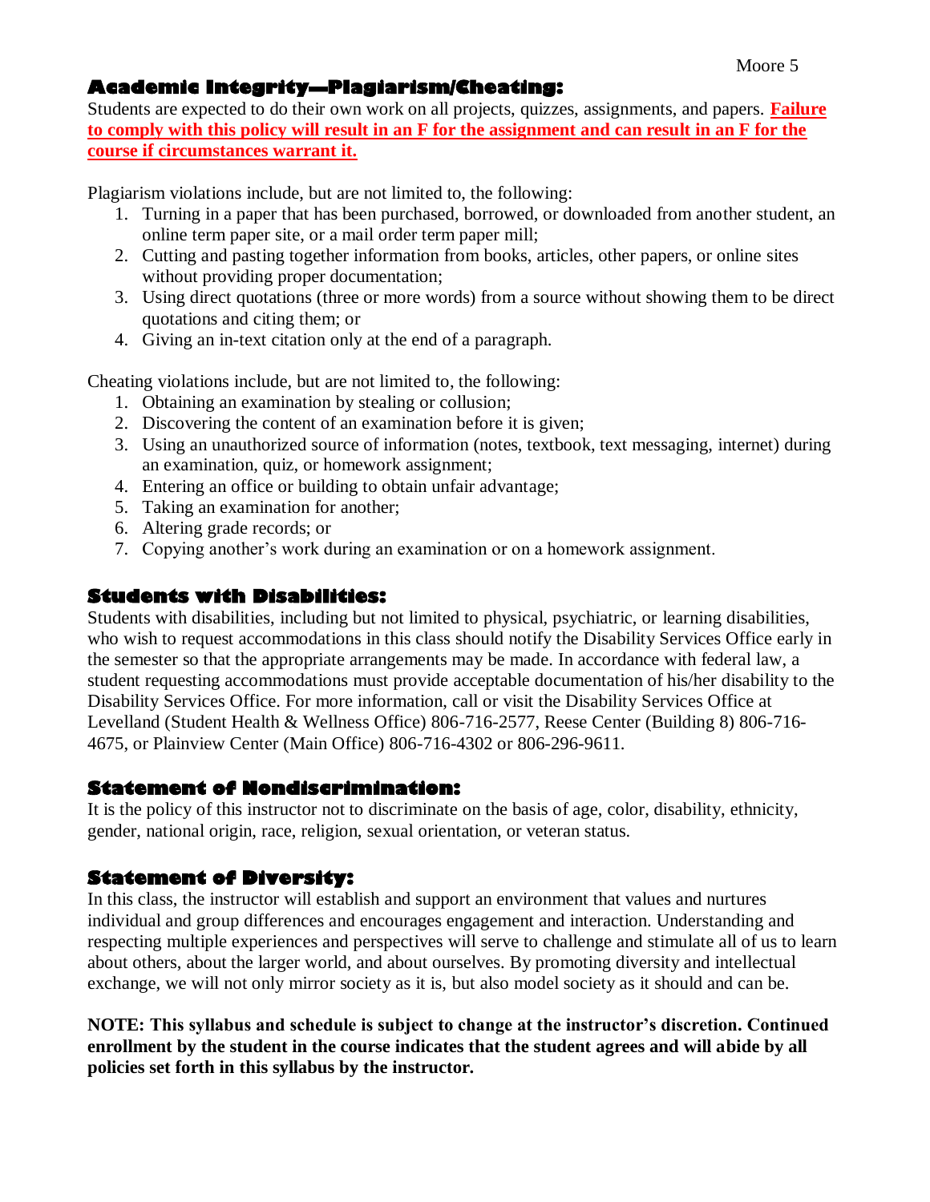## Academic Integrity—Plagiarism/Cheating:

Students are expected to do their own work on all projects, quizzes, assignments, and papers. **Failure to comply with this policy will result in an F for the assignment and can result in an F for the course if circumstances warrant it.**

Plagiarism violations include, but are not limited to, the following:

1. Turning in a paper that has been purchased, borrowed, or downloaded from another student, an online term paper site, or a mail order term paper mill;
2. Cutting and pasting together information from books, articles, other papers, or online sites without providing proper documentation;
3. Using direct quotations (three or more words) from a source without showing them to be direct quotations and citing them; or
4. Giving an in-text citation only at the end of a paragraph.

Cheating violations include, but are not limited to, the following:

1. Obtaining an examination by stealing or collusion;
2. Discovering the content of an examination before it is given;
3. Using an unauthorized source of information (notes, textbook, text messaging, internet) during an examination, quiz, or homework assignment;
4. Entering an office or building to obtain unfair advantage;
5. Taking an examination for another;
6. Altering grade records; or
7. Copying another's work during an examination or on a homework assignment.

## Students with Disabilities:

Students with disabilities, including but not limited to physical, psychiatric, or learning disabilities, who wish to request accommodations in this class should notify the Disability Services Office early in the semester so that the appropriate arrangements may be made. In accordance with federal law, a student requesting accommodations must provide acceptable documentation of his/her disability to the Disability Services Office. For more information, call or visit the Disability Services Office at Levelland (Student Health & Wellness Office) 806-716-2577, Reese Center (Building 8) 806-716-4675, or Plainview Center (Main Office) 806-716-4302 or 806-296-9611.

## Statement of Nondiscrimination:

It is the policy of this instructor not to discriminate on the basis of age, color, disability, ethnicity, gender, national origin, race, religion, sexual orientation, or veteran status.

## Statement of Diversity:

In this class, the instructor will establish and support an environment that values and nurtures individual and group differences and encourages engagement and interaction. Understanding and respecting multiple experiences and perspectives will serve to challenge and stimulate all of us to learn about others, about the larger world, and about ourselves. By promoting diversity and intellectual exchange, we will not only mirror society as it is, but also model society as it should and can be.

**NOTE: This syllabus and schedule is subject to change at the instructor's discretion. Continued enrollment by the student in the course indicates that the student agrees and will abide by all policies set forth in this syllabus by the instructor.**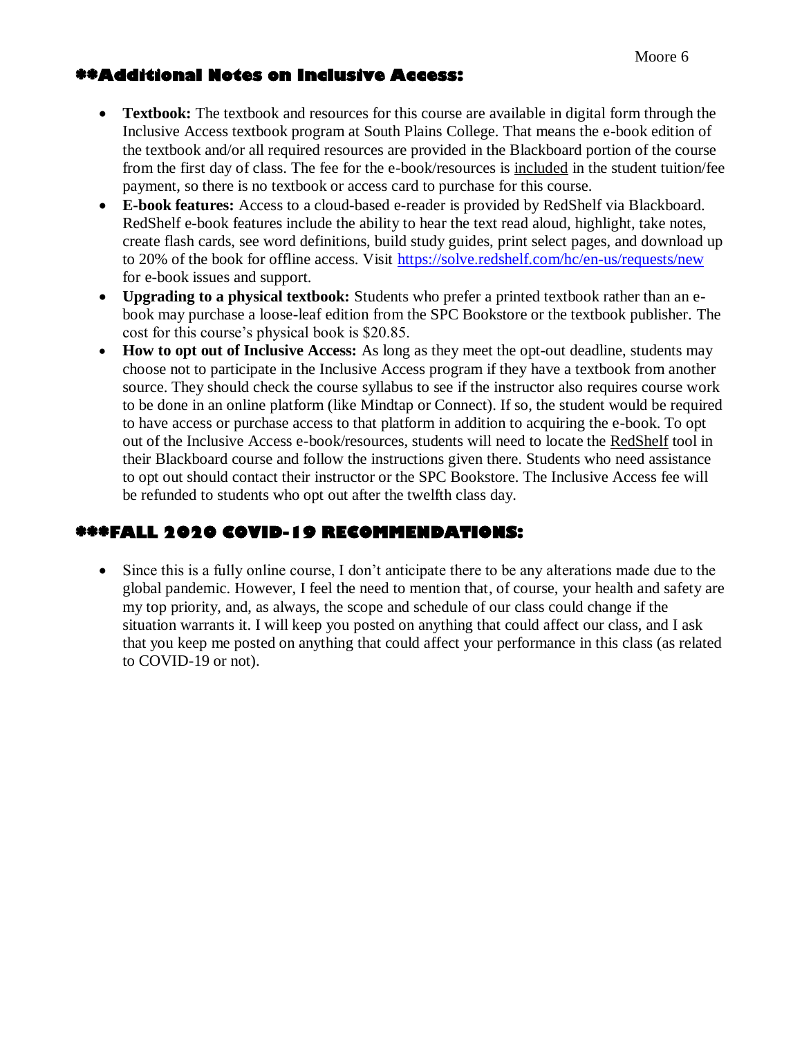## **Additional Notes on Inclusive Access:

- **Textbook:** The textbook and resources for this course are available in digital form through the Inclusive Access textbook program at South Plains College. That means the e-book edition of the textbook and/or all required resources are provided in the Blackboard portion of the course from the first day of class. The fee for the e-book/resources is included in the student tuition/fee payment, so there is no textbook or access card to purchase for this course.
- **E-book features:** Access to a cloud-based e-reader is provided by RedShelf via Blackboard. RedShelf e-book features include the ability to hear the text read aloud, highlight, take notes, create flash cards, see word definitions, build study guides, print select pages, and download up to 20% of the book for offline access. Visit https://solve.redshelf.com/hc/en-us/requests/new for e-book issues and support.
- **Upgrading to a physical textbook:** Students who prefer a printed textbook rather than an e-book may purchase a loose-leaf edition from the SPC Bookstore or the textbook publisher. The cost for this course's physical book is $20.85.
- **How to opt out of Inclusive Access:** As long as they meet the opt-out deadline, students may choose not to participate in the Inclusive Access program if they have a textbook from another source. They should check the course syllabus to see if the instructor also requires course work to be done in an online platform (like Mindtap or Connect). If so, the student would be required to have access or purchase access to that platform in addition to acquiring the e-book. To opt out of the Inclusive Access e-book/resources, students will need to locate the RedShelf tool in their Blackboard course and follow the instructions given there. Students who need assistance to opt out should contact their instructor or the SPC Bookstore. The Inclusive Access fee will be refunded to students who opt out after the twelfth class day.

## ***FALL 2020 COVID-19 RECOMMENDATIONS:

- Since this is a fully online course, I don't anticipate there to be any alterations made due to the global pandemic. However, I feel the need to mention that, of course, your health and safety are my top priority, and, as always, the scope and schedule of our class could change if the situation warrants it. I will keep you posted on anything that could affect our class, and I ask that you keep me posted on anything that could affect your performance in this class (as related to COVID-19 or not).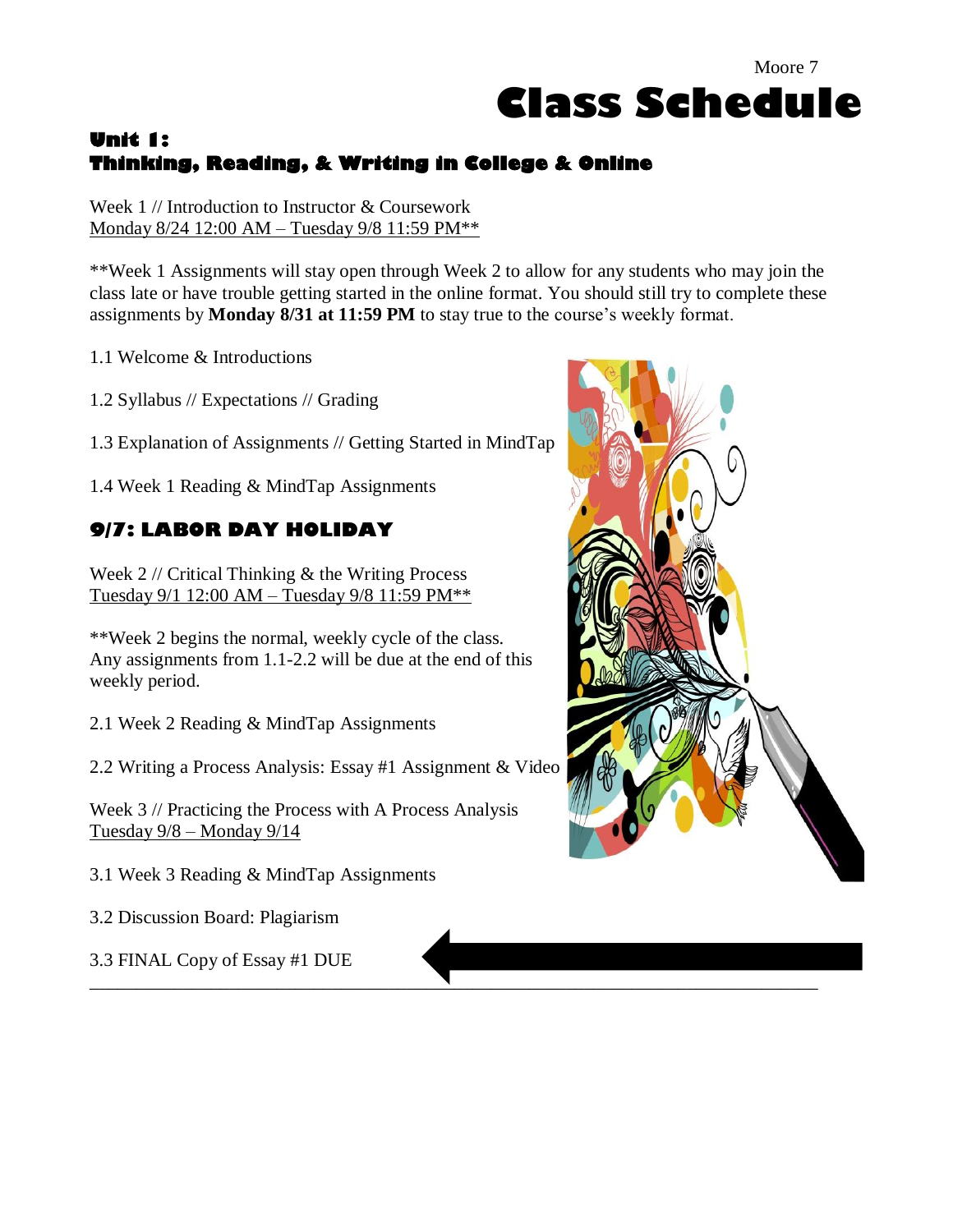# Class Schedule

## Unit 1: Thinking, Reading, & Writing in College & Online

Week 1 // Introduction to Instructor & Coursework
<u>Monday 8/24 12:00 AM – Tuesday 9/8 11:59 PM**</u>

**Week 1 Assignments will stay open through Week 2 to allow for any students who may join the class late or have trouble getting started in the online format. You should still try to complete these assignments by **Monday 8/31 at 11:59 PM** to stay true to the course's weekly format.

1.1 Welcome & Introductions

1.2 Syllabus // Expectations // Grading

1.3 Explanation of Assignments // Getting Started in MindTap

1.4 Week 1 Reading & MindTap Assignments

### 9/7: LABOR DAY HOLIDAY

Week 2 // Critical Thinking & the Writing Process
<u>Tuesday 9/1 12:00 AM – Tuesday 9/8 11:59 PM**</u>

**Week 2 begins the normal, weekly cycle of the class. Any assignments from 1.1-2.2 will be due at the end of this weekly period.

2.1 Week 2 Reading & MindTap Assignments

2.2 Writing a Process Analysis: Essay #1 Assignment & Video

Week 3 // Practicing the Process with A Process Analysis
<u>Tuesday 9/8 – Monday 9/14</u>

3.1 Week 3 Reading & MindTap Assignments

3.2 Discussion Board: Plagiarism

3.3 FINAL Copy of Essay #1 DUE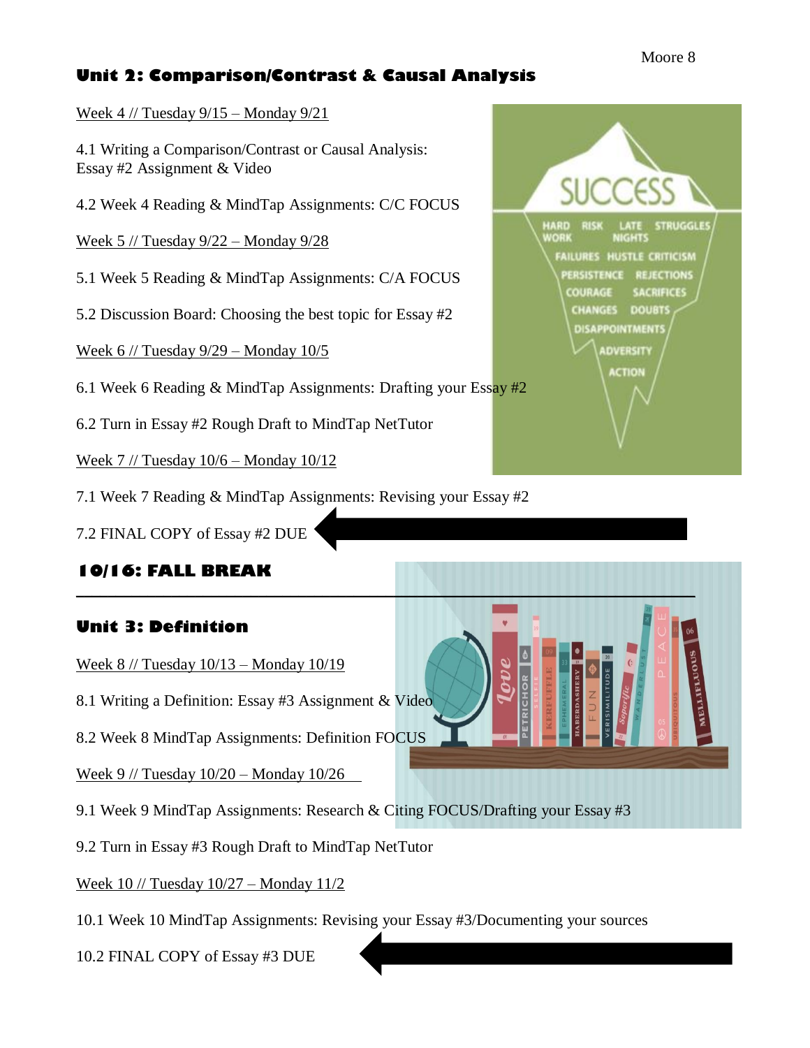## Unit 2: Comparison/Contrast & Causal Analysis

Week 4 // Tuesday 9/15 – Monday 9/21

4.1 Writing a Comparison/Contrast or Causal Analysis: Essay #2 Assignment & Video

4.2 Week 4 Reading & MindTap Assignments: C/C FOCUS

Week 5 // Tuesday 9/22 – Monday 9/28

5.1 Week 5 Reading & MindTap Assignments: C/A FOCUS

5.2 Discussion Board: Choosing the best topic for Essay #2

Week 6 // Tuesday 9/29 – Monday 10/5

6.1 Week 6 Reading & MindTap Assignments: Drafting your Essay #2

6.2 Turn in Essay #2 Rough Draft to MindTap NetTutor

Week 7 // Tuesday 10/6 – Monday 10/12

7.1 Week 7 Reading & MindTap Assignments: Revising your Essay #2

7.2 FINAL COPY of Essay #2 DUE

### 10/16: FALL BREAK

---

## Unit 3: Definition

Week 8 // Tuesday 10/13 – Monday 10/19

8.1 Writing a Definition: Essay #3 Assignment & Video

8.2 Week 8 MindTap Assignments: Definition FOCUS

Week 9 // Tuesday 10/20 – Monday 10/26

9.1 Week 9 MindTap Assignments: Research & Citing FOCUS/Drafting your Essay #3

9.2 Turn in Essay #3 Rough Draft to MindTap NetTutor

Week 10 // Tuesday 10/27 – Monday 11/2

10.1 Week 10 MindTap Assignments: Revising your Essay #3/Documenting your sources

10.2 FINAL COPY of Essay #3 DUE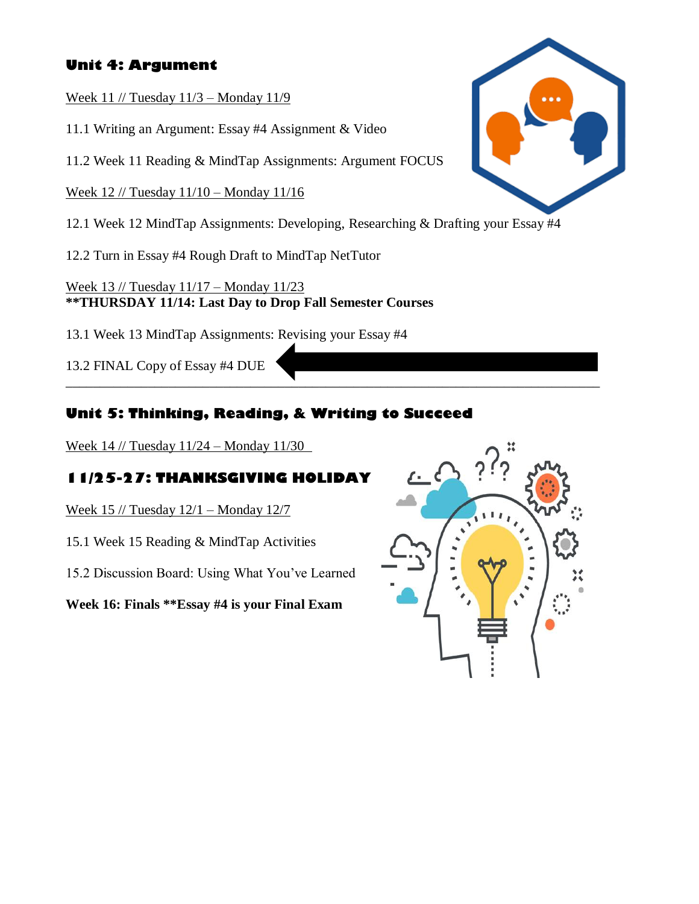## Unit 4: Argument

Week 11 // Tuesday 11/3 – Monday 11/9

11.1 Writing an Argument: Essay #4 Assignment & Video

11.2 Week 11 Reading & MindTap Assignments: Argument FOCUS

Week 12 // Tuesday 11/10 – Monday 11/16

12.1 Week 12 MindTap Assignments: Developing, Researching & Drafting your Essay #4

12.2 Turn in Essay #4 Rough Draft to MindTap NetTutor

Week 13 // Tuesday 11/17 – Monday 11/23
**\*\*THURSDAY 11/14: Last Day to Drop Fall Semester Courses**

13.1 Week 13 MindTap Assignments: Revising your Essay #4

13.2 FINAL Copy of Essay #4 DUE

---

## Unit 5: Thinking, Reading, & Writing to Succeed

Week 14 // Tuesday 11/24 – Monday 11/30

### 11/25-27: THANKSGIVING HOLIDAY

Week 15 // Tuesday 12/1 – Monday 12/7

15.1 Week 15 Reading & MindTap Activities

15.2 Discussion Board: Using What You've Learned

**Week 16: Finals \*\*Essay #4 is your Final Exam**